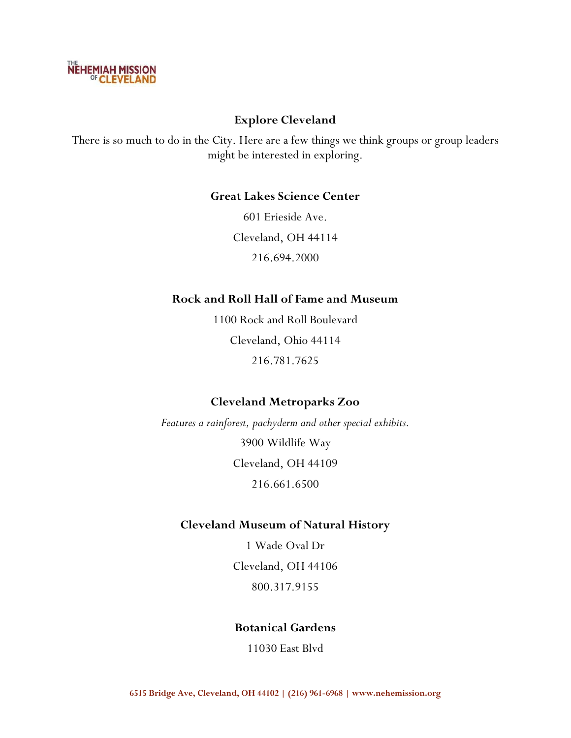THE NEHEMIAH MISSION OF CLEVELAND

## Explore Cleveland

There is so much to do in the City. Here are a few things we think groups or group leaders might be interested in exploring.

### Great Lakes Science Center

601 Erieside Ave.

Cleveland, OH 44114

216.694.2000

### Rock and Roll Hall of Fame and Museum

1100 Rock and Roll Boulevard

Cleveland, Ohio 44114

216.781.7625

### Cleveland Metroparks Zoo

*Features a rainforest, pachyderm and other special exhibits.*

3900 Wildlife Way

Cleveland, OH 44109

216.661.6500

### Cleveland Museum of Natural History

1 Wade Oval Dr

Cleveland, OH 44106

800.317.9155

### Botanical Gardens

11030 East Blvd

6515 Bridge Ave, Cleveland, OH 44102 | (216) 961-6968 | www.nehemission.org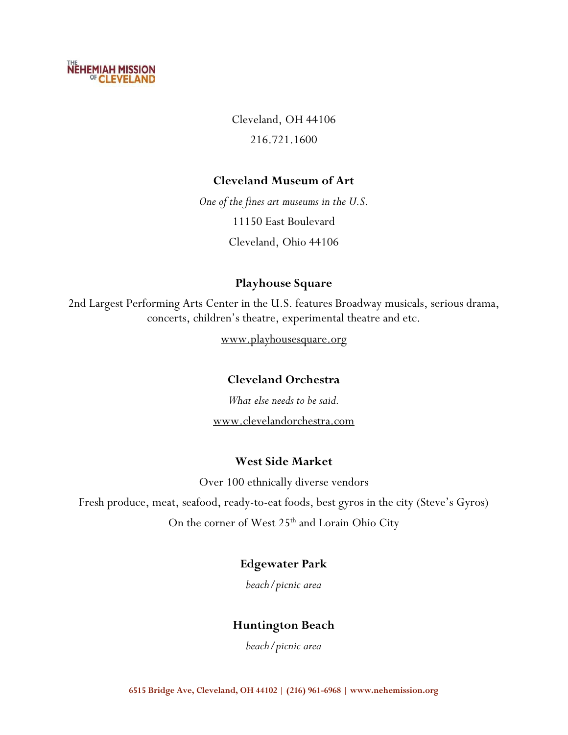Cleveland, OH 44106

216.721.1600

**Cleveland Museum of Art**

*One of the fines art museums in the U.S.*

11150 East Boulevard

Cleveland, Ohio 44106

**Playhouse Square**

2nd Largest Performing Arts Center in the U.S. features Broadway musicals, serious drama, concerts, children's theatre, experimental theatre and etc.

www.playhousesquare.org

**Cleveland Orchestra**

*What else needs to be said.*

www.clevelandorchestra.com

**West Side Market**

Over 100 ethnically diverse vendors

Fresh produce, meat, seafood, ready-to-eat foods, best gyros in the city (Steve's Gyros)

On the corner of West 25th and Lorain Ohio City

**Edgewater Park**

*beach/picnic area*

**Huntington Beach**

*beach/picnic area*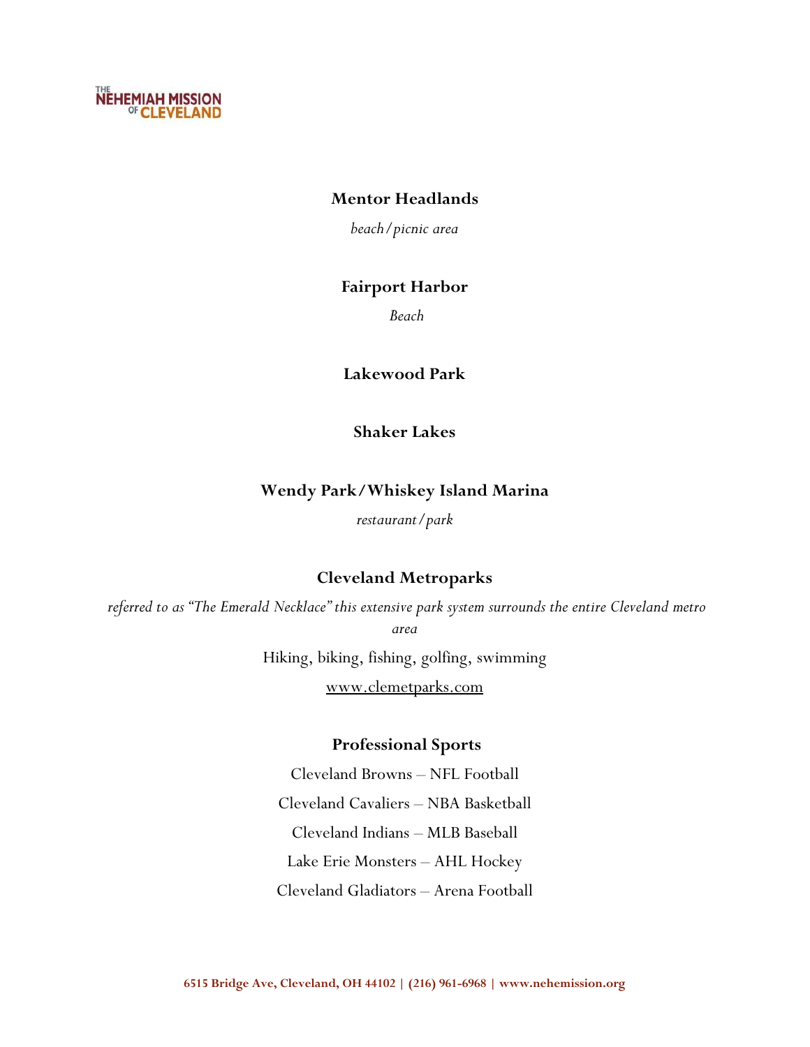### Mentor Headlands

*beach/picnic area*

### Fairport Harbor

*Beach*

### Lakewood Park

### Shaker Lakes

### Wendy Park/Whiskey Island Marina

*restaurant/park*

### Cleveland Metroparks

*referred to as "The Emerald Necklace" this extensive park system surrounds the entire Cleveland metro area*

Hiking, biking, fishing, golfing, swimming

www.clemetparks.com

### Professional Sports

Cleveland Browns – NFL Football

Cleveland Cavaliers – NBA Basketball

Cleveland Indians – MLB Baseball

Lake Erie Monsters – AHL Hockey

Cleveland Gladiators – Arena Football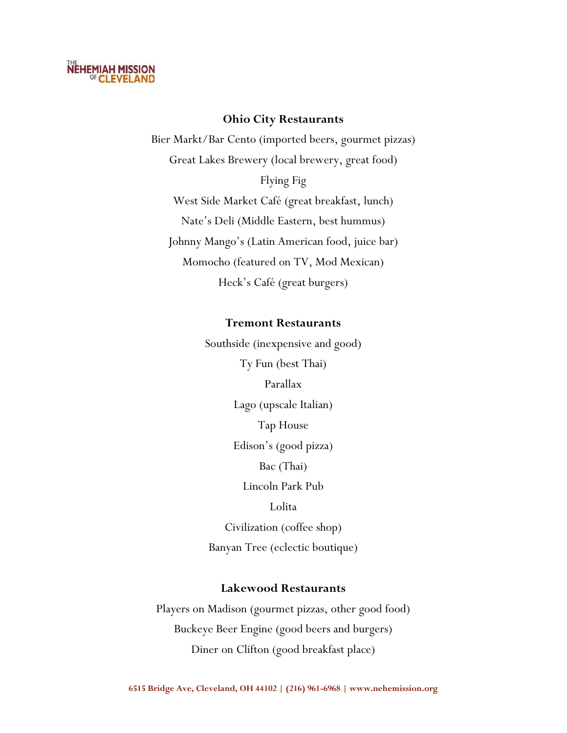**Ohio City Restaurants**

Bier Markt/Bar Cento (imported beers, gourmet pizzas)

Great Lakes Brewery (local brewery, great food)

Flying Fig

West Side Market Café (great breakfast, lunch)

Nate's Deli (Middle Eastern, best hummus)

Johnny Mango's (Latin American food, juice bar)

Momocho (featured on TV, Mod Mexican)

Heck's Café (great burgers)

**Tremont Restaurants**

Southside (inexpensive and good)

Ty Fun (best Thai)

Parallax

Lago (upscale Italian)

Tap House

Edison's (good pizza)

Bac (Thai)

Lincoln Park Pub

Lolita

Civilization (coffee shop)

Banyan Tree (eclectic boutique)

**Lakewood Restaurants**

Players on Madison (gourmet pizzas, other good food)

Buckeye Beer Engine (good beers and burgers)

Diner on Clifton (good breakfast place)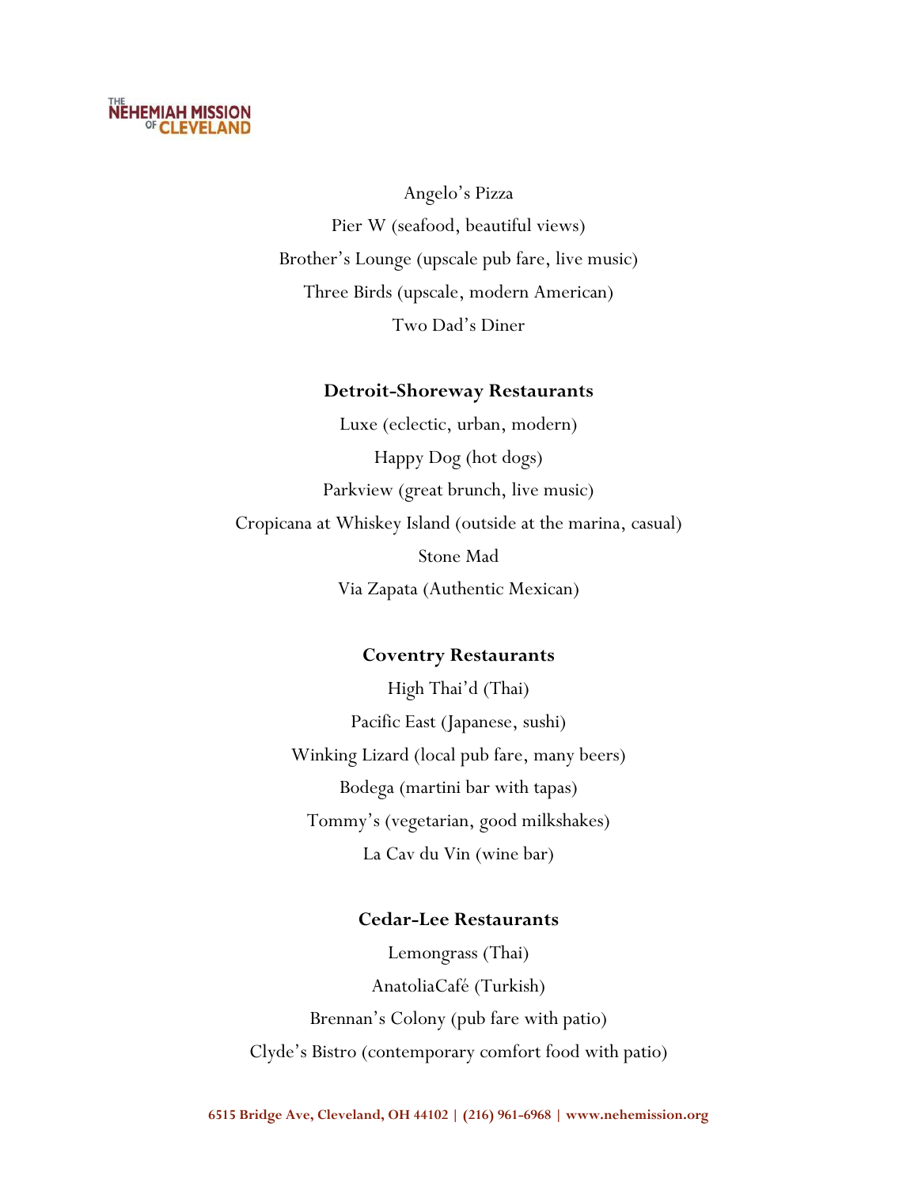Angelo's Pizza

Pier W (seafood, beautiful views)

Brother's Lounge (upscale pub fare, live music)

Three Birds (upscale, modern American)

Two Dad's Diner

**Detroit-Shoreway Restaurants**

Luxe (eclectic, urban, modern)

Happy Dog (hot dogs)

Parkview (great brunch, live music)

Cropicana at Whiskey Island (outside at the marina, casual)

Stone Mad

Via Zapata (Authentic Mexican)

**Coventry Restaurants**

High Thai'd (Thai)

Pacific East (Japanese, sushi)

Winking Lizard (local pub fare, many beers)

Bodega (martini bar with tapas)

Tommy's (vegetarian, good milkshakes)

La Cav du Vin (wine bar)

**Cedar-Lee Restaurants**

Lemongrass (Thai)

AnatoliaCafé (Turkish)

Brennan's Colony (pub fare with patio)

Clyde's Bistro (contemporary comfort food with patio)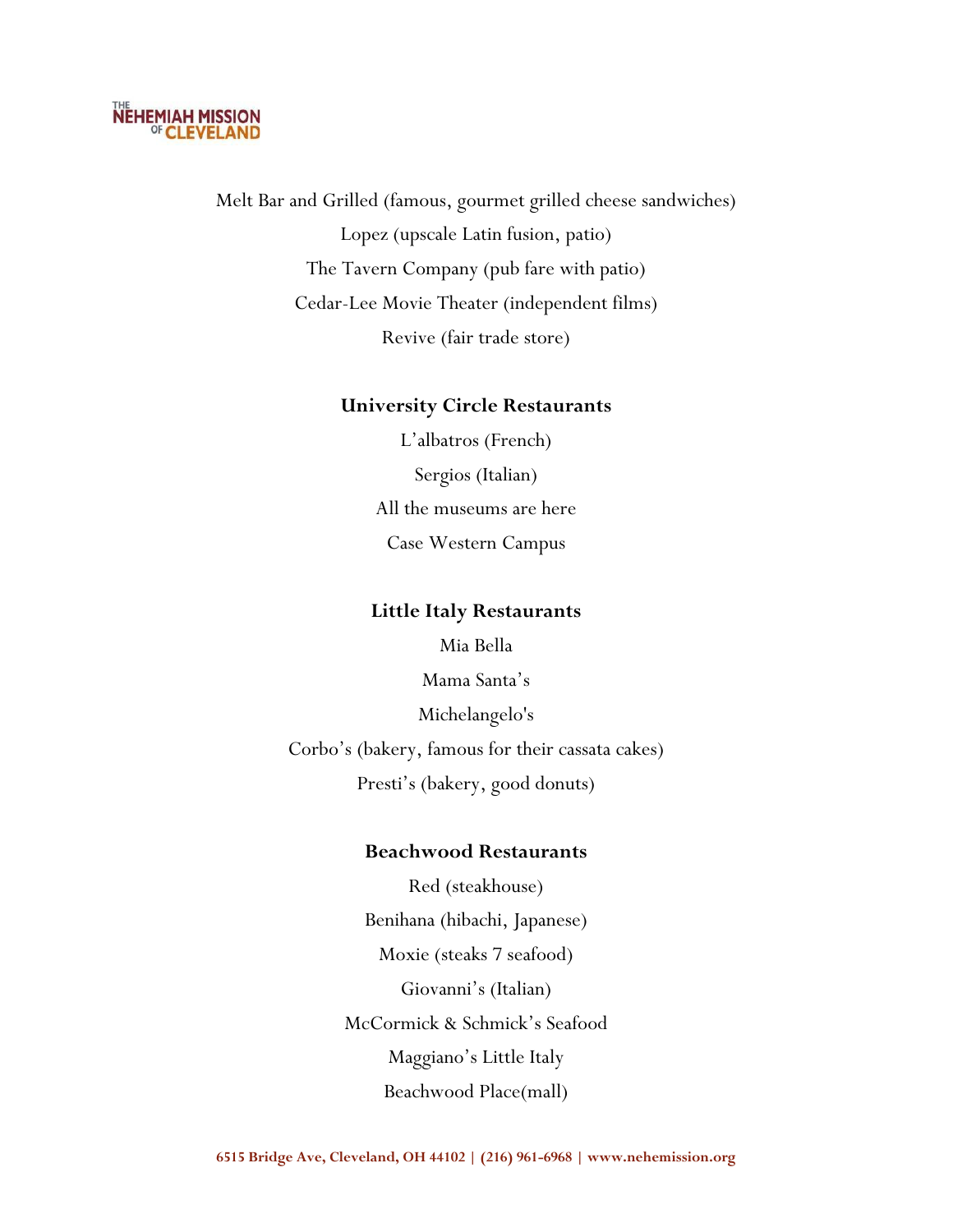Melt Bar and Grilled (famous, gourmet grilled cheese sandwiches)

Lopez (upscale Latin fusion, patio)

The Tavern Company (pub fare with patio)

Cedar-Lee Movie Theater (independent films)

Revive (fair trade store)

**University Circle Restaurants**

L'albatros (French)

Sergios (Italian)

All the museums are here

Case Western Campus

**Little Italy Restaurants**

Mia Bella

Mama Santa's

Michelangelo's

Corbo's (bakery, famous for their cassata cakes)

Presti's (bakery, good donuts)

**Beachwood Restaurants**

Red (steakhouse)

Benihana (hibachi, Japanese)

Moxie (steaks 7 seafood)

Giovanni's (Italian)

McCormick & Schmick's Seafood

Maggiano's Little Italy

Beachwood Place(mall)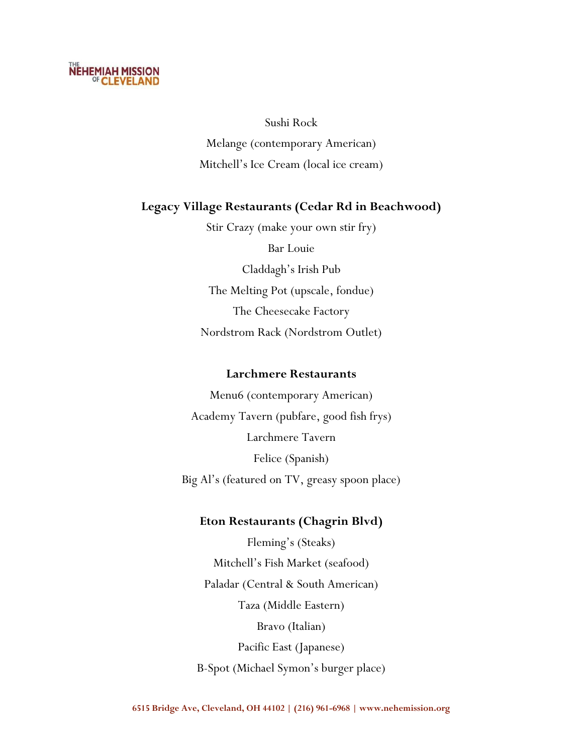Sushi Rock

Melange (contemporary American)

Mitchell's Ice Cream (local ice cream)

**Legacy Village Restaurants (Cedar Rd in Beachwood)**

Stir Crazy (make your own stir fry)

Bar Louie

Claddagh's Irish Pub

The Melting Pot (upscale, fondue)

The Cheesecake Factory

Nordstrom Rack (Nordstrom Outlet)

**Larchmere Restaurants**

Menu6 (contemporary American)

Academy Tavern (pubfare, good fish frys)

Larchmere Tavern

Felice (Spanish)

Big Al's (featured on TV, greasy spoon place)

**Eton Restaurants (Chagrin Blvd)**

Fleming's (Steaks)

Mitchell's Fish Market (seafood)

Paladar (Central & South American)

Taza (Middle Eastern)

Bravo (Italian)

Pacific East (Japanese)

B-Spot (Michael Symon's burger place)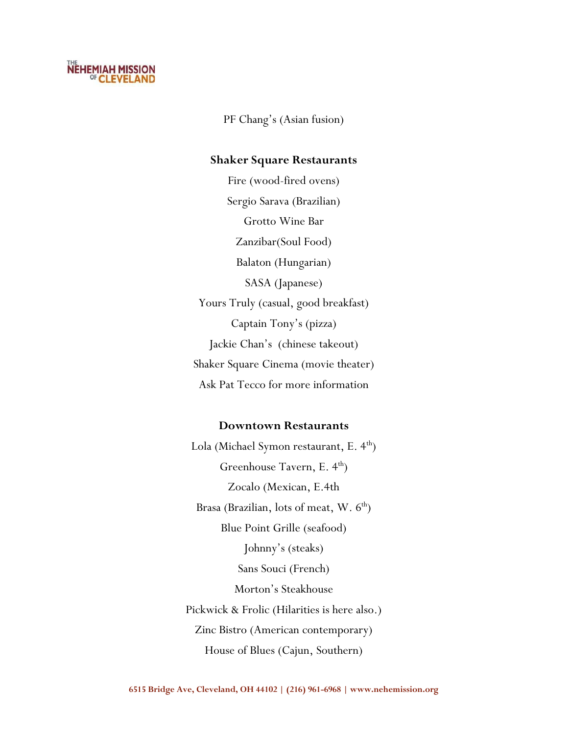PF Chang's (Asian fusion)

**Shaker Square Restaurants**

Fire (wood-fired ovens)

Sergio Sarava (Brazilian)

Grotto Wine Bar

Zanzibar(Soul Food)

Balaton (Hungarian)

SASA (Japanese)

Yours Truly (casual, good breakfast)

Captain Tony's (pizza)

Jackie Chan's (chinese takeout)

Shaker Square Cinema (movie theater)

Ask Pat Tecco for more information

**Downtown Restaurants**

Lola (Michael Symon restaurant, E. 4th)

Greenhouse Tavern, E. 4th)

Zocalo (Mexican, E.4th

Brasa (Brazilian, lots of meat, W. 6th)

Blue Point Grille (seafood)

Johnny's (steaks)

Sans Souci (French)

Morton's Steakhouse

Pickwick & Frolic (Hilarities is here also.)

Zinc Bistro (American contemporary)

House of Blues (Cajun, Southern)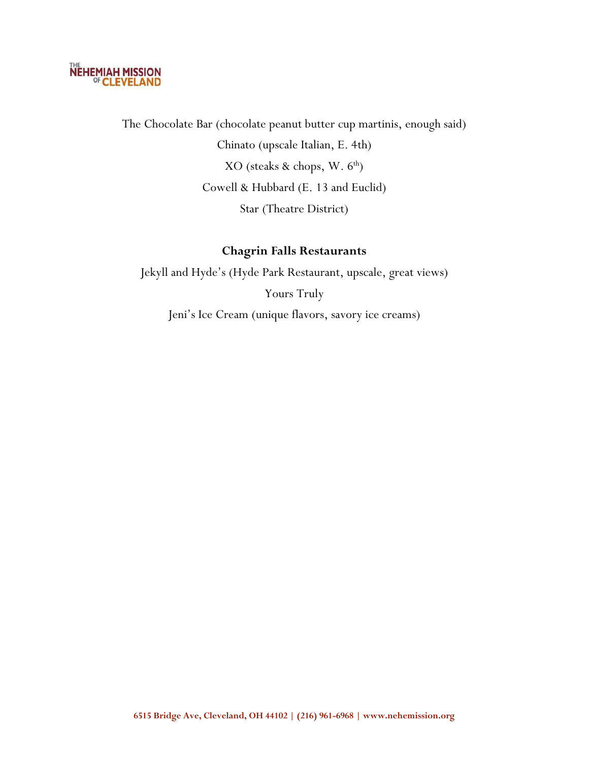The Chocolate Bar (chocolate peanut butter cup martinis, enough said)

Chinato (upscale Italian, E. 4th)

XO (steaks & chops, W. 6th)

Cowell & Hubbard (E. 13 and Euclid)

Star (Theatre District)

**Chagrin Falls Restaurants**

Jekyll and Hyde's (Hyde Park Restaurant, upscale, great views)

Yours Truly

Jeni's Ice Cream (unique flavors, savory ice creams)